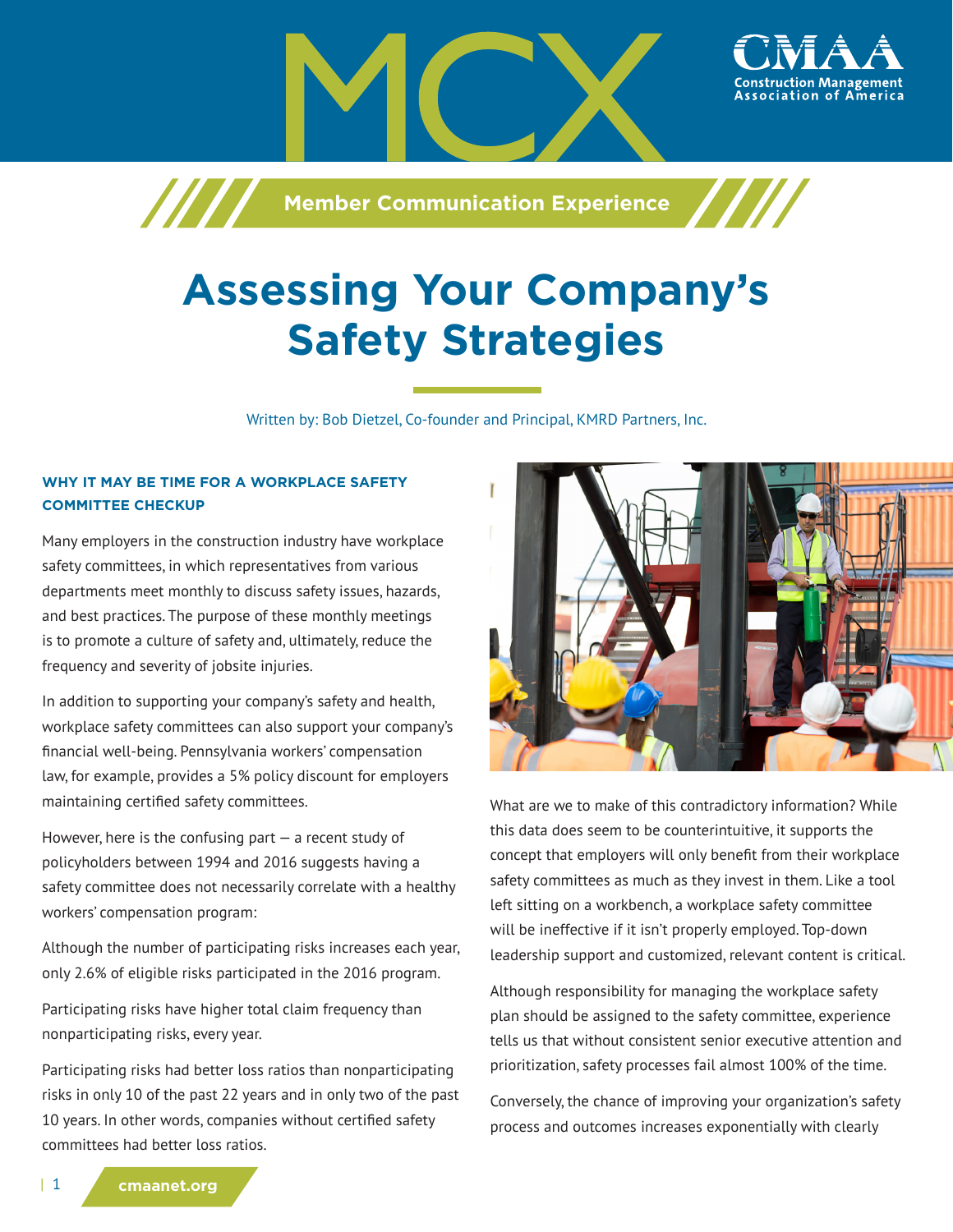MCX

Member Communication Experience

# Assessing Your Company's Safety Strategies

Written by: Bob Dietzel, Co-founder and Principal, KMRD Partners, Inc.

### WHY IT MAY BE TIME FOR A WORKPLACE SAFETY COMMITTEE CHECKUP

Many employers in the construction industry have workplace safety committees, in which representatives from various departments meet monthly to discuss safety issues, hazards, and best practices. The purpose of these monthly meetings is to promote a culture of safety and, ultimately, reduce the frequency and severity of jobsite injuries.

In addition to supporting your company's safety and health, workplace safety committees can also support your company's financial well-being. Pennsylvania workers' compensation law, for example, provides a 5% policy discount for employers maintaining certified safety committees.

However, here is the confusing part — a recent study of policyholders between 1994 and 2016 suggests having a safety committee does not necessarily correlate with a healthy workers' compensation program:

Although the number of participating risks increases each year, only 2.6% of eligible risks participated in the 2016 program.

Participating risks have higher total claim frequency than nonparticipating risks, every year.

Participating risks had better loss ratios than nonparticipating risks in only 10 of the past 22 years and in only two of the past 10 years. In other words, companies without certified safety committees had better loss ratios.

What are we to make of this contradictory information? While this data does seem to be counterintuitive, it supports the concept that employers will only benefit from their workplace safety committees as much as they invest in them. Like a tool left sitting on a workbench, a workplace safety committee will be ineffective if it isn't properly employed. Top-down leadership support and customized, relevant content is critical.

Although responsibility for managing the workplace safety plan should be assigned to the safety committee, experience tells us that without consistent senior executive attention and prioritization, safety processes fail almost 100% of the time.

Conversely, the chance of improving your organization's safety process and outcomes increases exponentially with clearly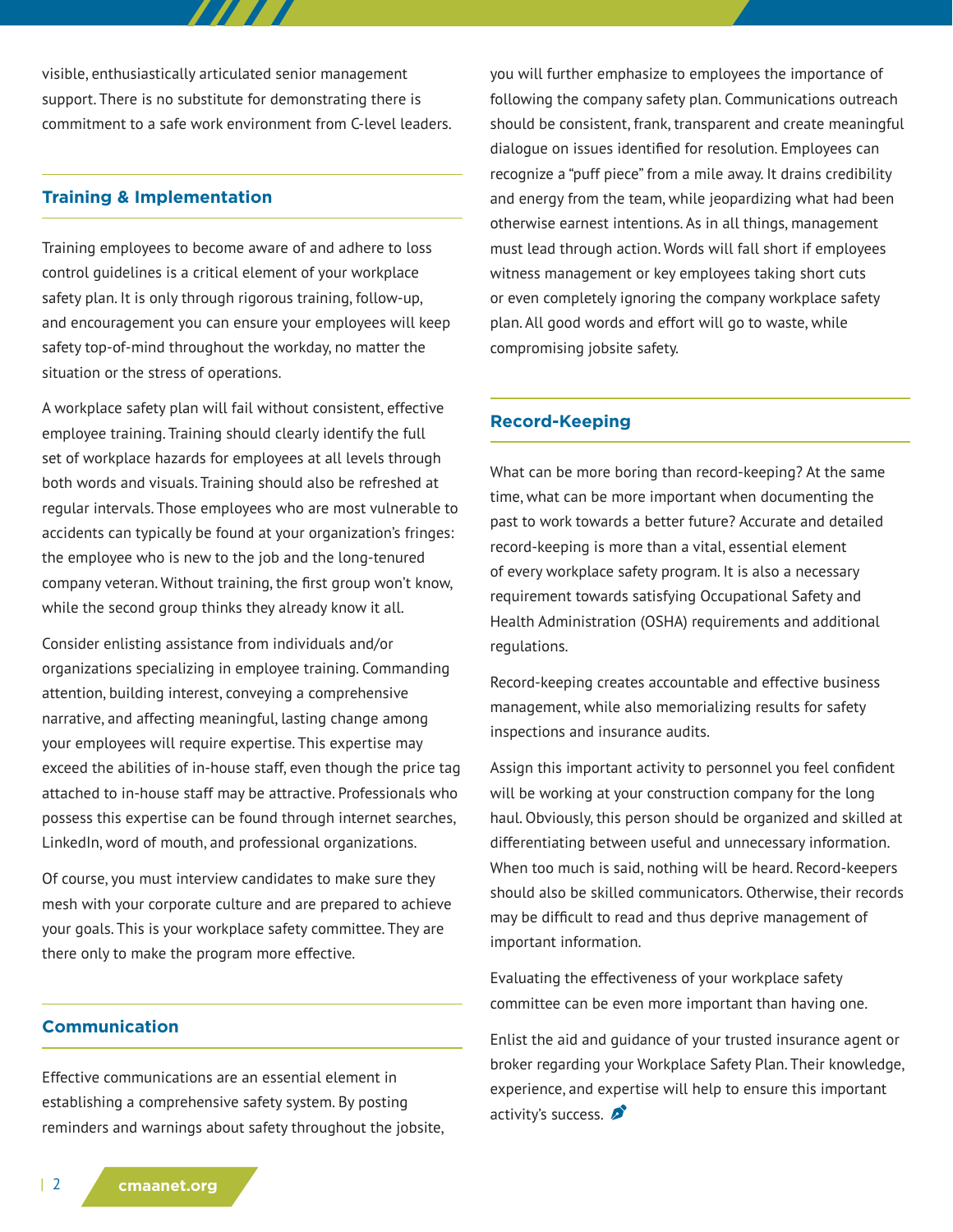visible, enthusiastically articulated senior management support. There is no substitute for demonstrating there is commitment to a safe work environment from C-level leaders.

## Training & Implementation

Training employees to become aware of and adhere to loss control guidelines is a critical element of your workplace safety plan. It is only through rigorous training, follow-up, and encouragement you can ensure your employees will keep safety top-of-mind throughout the workday, no matter the situation or the stress of operations.

A workplace safety plan will fail without consistent, effective employee training. Training should clearly identify the full set of workplace hazards for employees at all levels through both words and visuals. Training should also be refreshed at regular intervals. Those employees who are most vulnerable to accidents can typically be found at your organization's fringes: the employee who is new to the job and the long-tenured company veteran. Without training, the first group won't know, while the second group thinks they already know it all.

Consider enlisting assistance from individuals and/or organizations specializing in employee training. Commanding attention, building interest, conveying a comprehensive narrative, and affecting meaningful, lasting change among your employees will require expertise. This expertise may exceed the abilities of in-house staff, even though the price tag attached to in-house staff may be attractive. Professionals who possess this expertise can be found through internet searches, LinkedIn, word of mouth, and professional organizations.

Of course, you must interview candidates to make sure they mesh with your corporate culture and are prepared to achieve your goals. This is your workplace safety committee. They are there only to make the program more effective.

## Communication

Effective communications are an essential element in establishing a comprehensive safety system. By posting reminders and warnings about safety throughout the jobsite, you will further emphasize to employees the importance of following the company safety plan. Communications outreach should be consistent, frank, transparent and create meaningful dialogue on issues identified for resolution. Employees can recognize a "puff piece" from a mile away. It drains credibility and energy from the team, while jeopardizing what had been otherwise earnest intentions. As in all things, management must lead through action. Words will fall short if employees witness management or key employees taking short cuts or even completely ignoring the company workplace safety plan. All good words and effort will go to waste, while compromising jobsite safety.

## Record-Keeping

What can be more boring than record-keeping? At the same time, what can be more important when documenting the past to work towards a better future? Accurate and detailed record-keeping is more than a vital, essential element of every workplace safety program. It is also a necessary requirement towards satisfying Occupational Safety and Health Administration (OSHA) requirements and additional regulations.

Record-keeping creates accountable and effective business management, while also memorializing results for safety inspections and insurance audits.

Assign this important activity to personnel you feel confident will be working at your construction company for the long haul. Obviously, this person should be organized and skilled at differentiating between useful and unnecessary information. When too much is said, nothing will be heard. Record-keepers should also be skilled communicators. Otherwise, their records may be difficult to read and thus deprive management of important information.

Evaluating the effectiveness of your workplace safety committee can be even more important than having one.

Enlist the aid and guidance of your trusted insurance agent or broker regarding your Workplace Safety Plan. Their knowledge, experience, and expertise will help to ensure this important activity's success.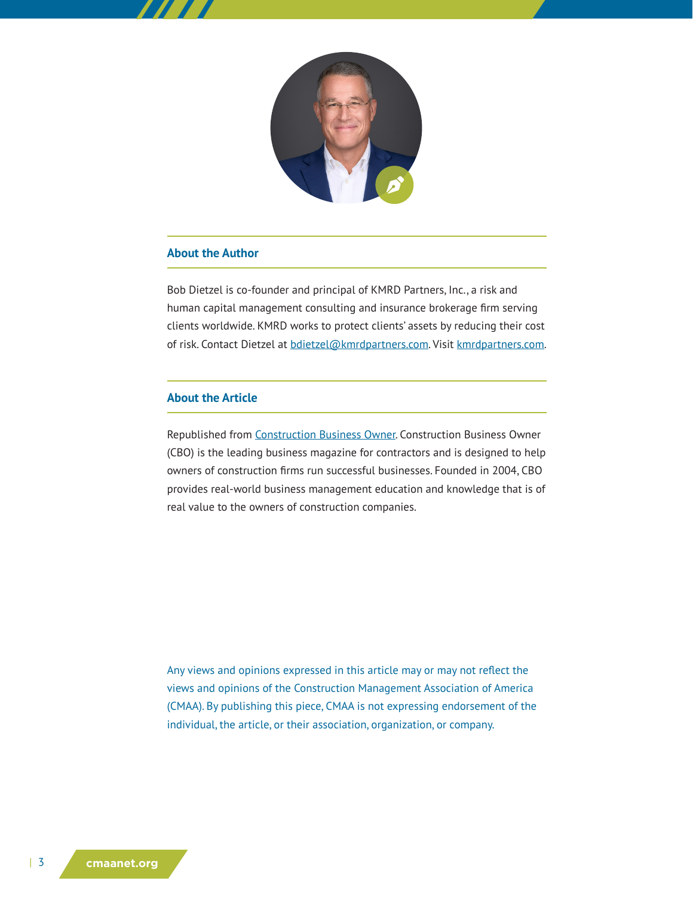## About the Author

Bob Dietzel is co-founder and principal of KMRD Partners, Inc., a risk and human capital management consulting and insurance brokerage firm serving clients worldwide. KMRD works to protect clients' assets by reducing their cost of risk. Contact Dietzel at bdietzel@kmrdpartners.com. Visit kmrdpartners.com.

## About the Article

Republished from Construction Business Owner. Construction Business Owner (CBO) is the leading business magazine for contractors and is designed to help owners of construction firms run successful businesses. Founded in 2004, CBO provides real-world business management education and knowledge that is of real value to the owners of construction companies.

Any views and opinions expressed in this article may or may not reflect the views and opinions of the Construction Management Association of America (CMAA). By publishing this piece, CMAA is not expressing endorsement of the individual, the article, or their association, organization, or company.